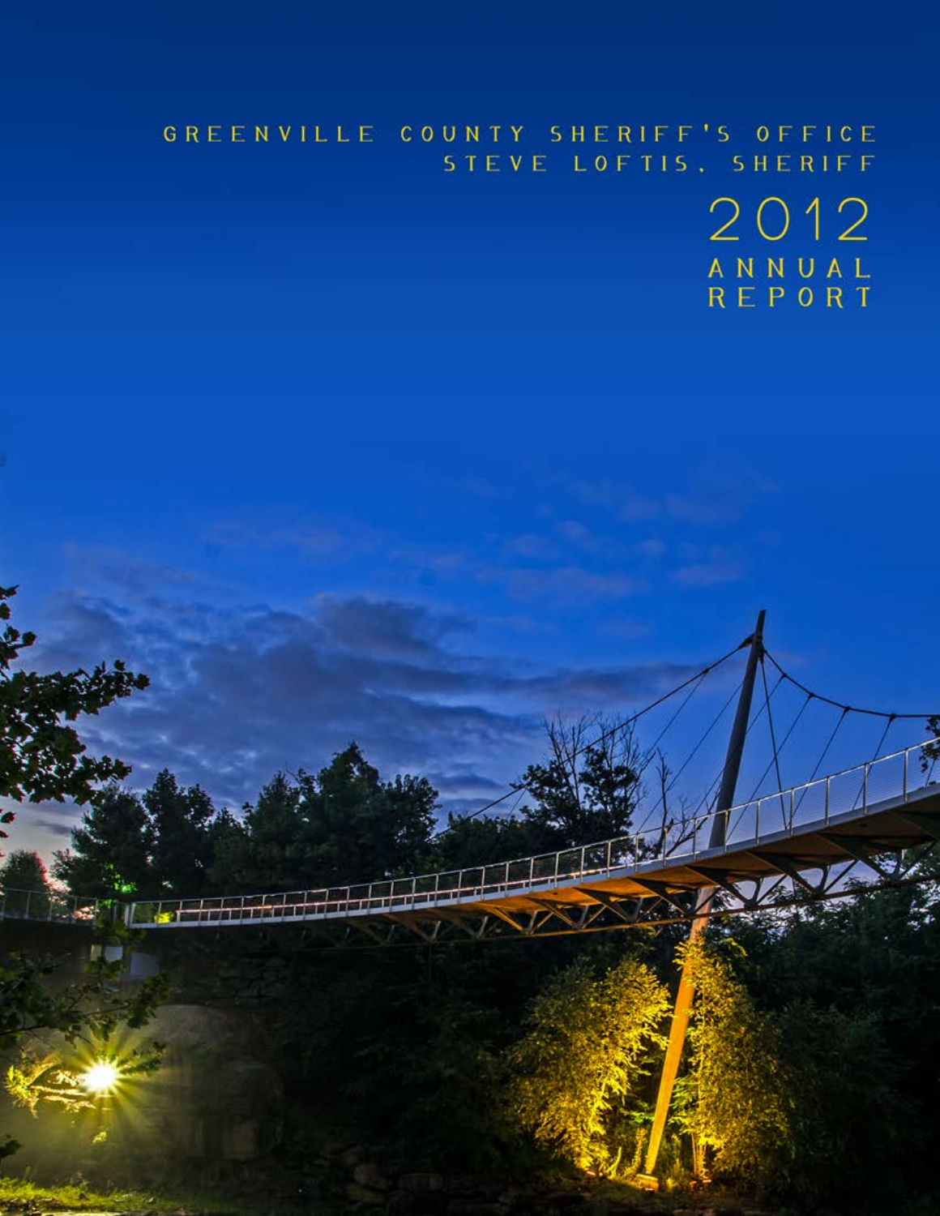GREENVILLE COUNTY SHERIFF'S OFFICE
STEVE LOFTIS, SHERIFF

# 2012 ANNUAL REPORT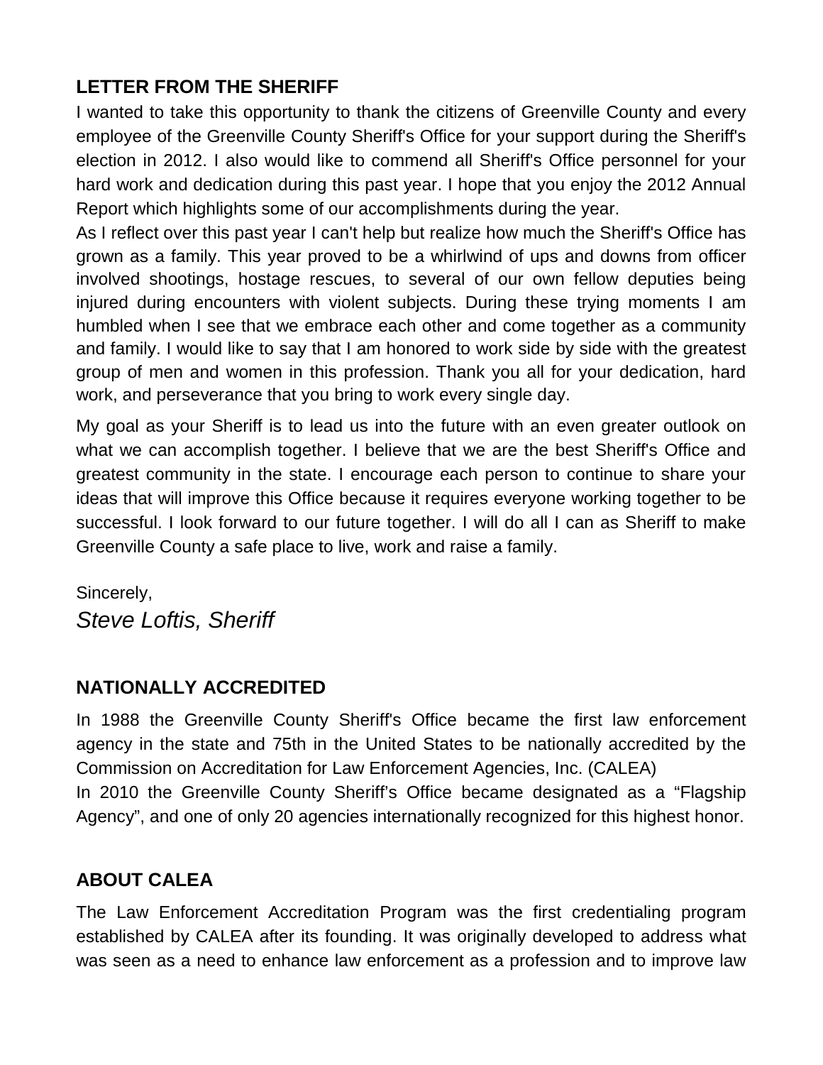## LETTER FROM THE SHERIFF

I wanted to take this opportunity to thank the citizens of Greenville County and every employee of the Greenville County Sheriff's Office for your support during the Sheriff's election in 2012. I also would like to commend all Sheriff's Office personnel for your hard work and dedication during this past year. I hope that you enjoy the 2012 Annual Report which highlights some of our accomplishments during the year.

As I reflect over this past year I can't help but realize how much the Sheriff's Office has grown as a family. This year proved to be a whirlwind of ups and downs from officer involved shootings, hostage rescues, to several of our own fellow deputies being injured during encounters with violent subjects. During these trying moments I am humbled when I see that we embrace each other and come together as a community and family. I would like to say that I am honored to work side by side with the greatest group of men and women in this profession. Thank you all for your dedication, hard work, and perseverance that you bring to work every single day.

My goal as your Sheriff is to lead us into the future with an even greater outlook on what we can accomplish together. I believe that we are the best Sheriff's Office and greatest community in the state. I encourage each person to continue to share your ideas that will improve this Office because it requires everyone working together to be successful. I look forward to our future together. I will do all I can as Sheriff to make Greenville County a safe place to live, work and raise a family.

Sincerely,

*Steve Loftis, Sheriff*

## NATIONALLY ACCREDITED

In 1988 the Greenville County Sheriff's Office became the first law enforcement agency in the state and 75th in the United States to be nationally accredited by the Commission on Accreditation for Law Enforcement Agencies, Inc. (CALEA)

In 2010 the Greenville County Sheriff's Office became designated as a "Flagship Agency", and one of only 20 agencies internationally recognized for this highest honor.

## ABOUT CALEA

The Law Enforcement Accreditation Program was the first credentialing program established by CALEA after its founding. It was originally developed to address what was seen as a need to enhance law enforcement as a profession and to improve law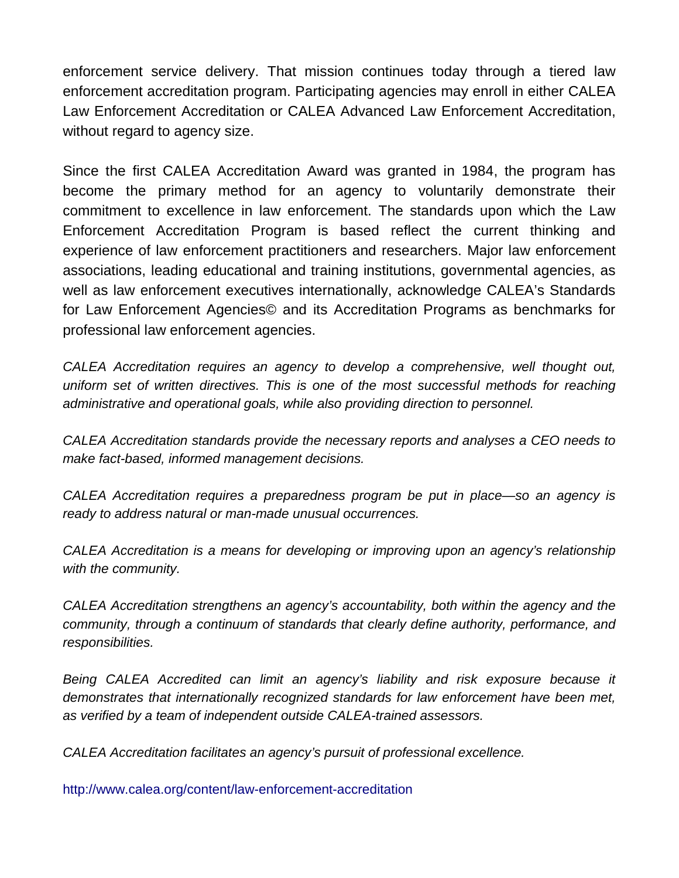enforcement service delivery. That mission continues today through a tiered law enforcement accreditation program. Participating agencies may enroll in either CALEA Law Enforcement Accreditation or CALEA Advanced Law Enforcement Accreditation, without regard to agency size.

Since the first CALEA Accreditation Award was granted in 1984, the program has become the primary method for an agency to voluntarily demonstrate their commitment to excellence in law enforcement. The standards upon which the Law Enforcement Accreditation Program is based reflect the current thinking and experience of law enforcement practitioners and researchers. Major law enforcement associations, leading educational and training institutions, governmental agencies, as well as law enforcement executives internationally, acknowledge CALEA's Standards for Law Enforcement Agencies© and its Accreditation Programs as benchmarks for professional law enforcement agencies.

*CALEA Accreditation requires an agency to develop a comprehensive, well thought out, uniform set of written directives. This is one of the most successful methods for reaching administrative and operational goals, while also providing direction to personnel.*

*CALEA Accreditation standards provide the necessary reports and analyses a CEO needs to make fact-based, informed management decisions.*

*CALEA Accreditation requires a preparedness program be put in place—so an agency is ready to address natural or man-made unusual occurrences.*

*CALEA Accreditation is a means for developing or improving upon an agency's relationship with the community.*

*CALEA Accreditation strengthens an agency's accountability, both within the agency and the community, through a continuum of standards that clearly define authority, performance, and responsibilities.*

*Being CALEA Accredited can limit an agency's liability and risk exposure because it demonstrates that internationally recognized standards for law enforcement have been met, as verified by a team of independent outside CALEA-trained assessors.*

*CALEA Accreditation facilitates an agency's pursuit of professional excellence.*

http://www.calea.org/content/law-enforcement-accreditation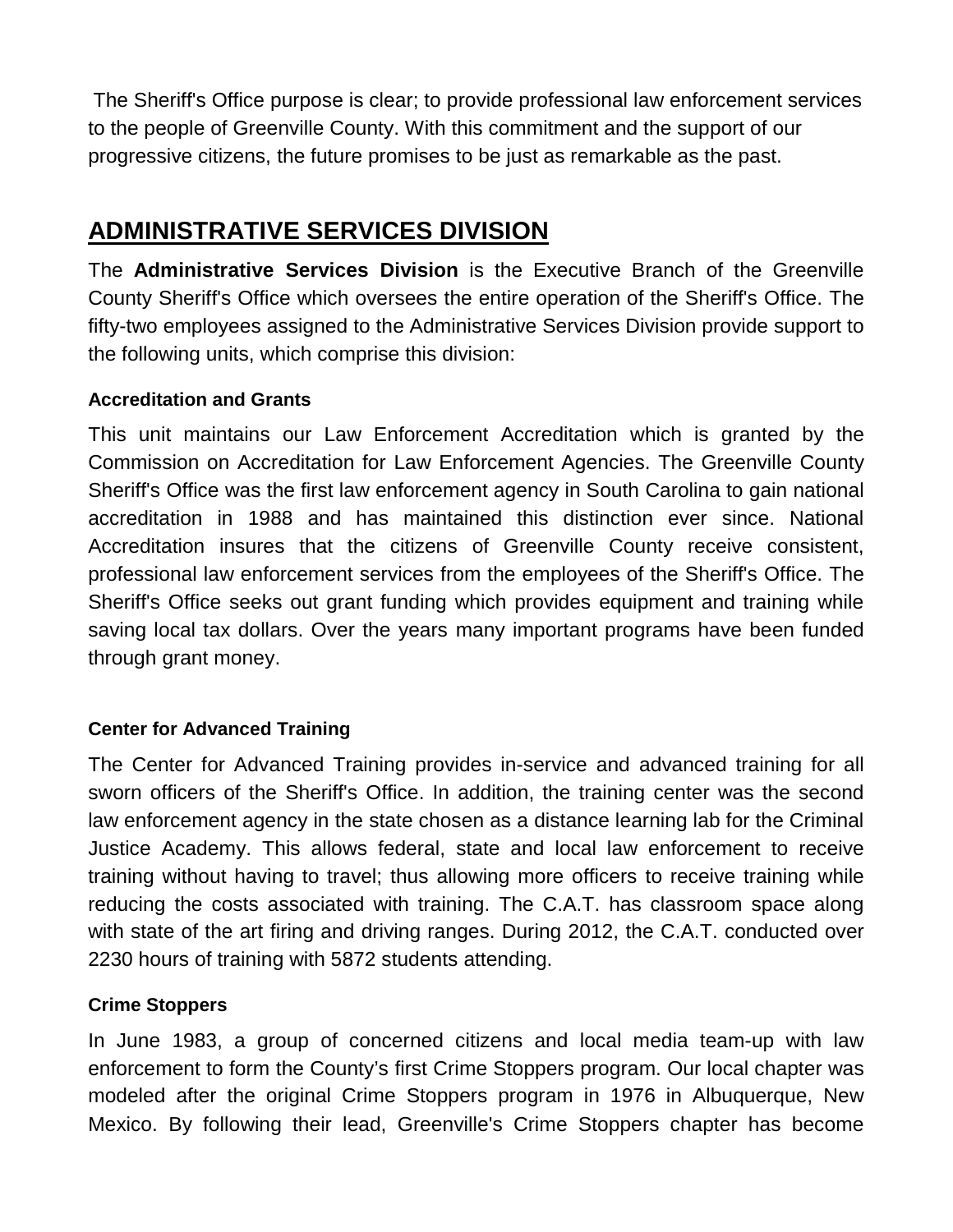The Sheriff's Office purpose is clear; to provide professional law enforcement services to the people of Greenville County. With this commitment and the support of our progressive citizens, the future promises to be just as remarkable as the past.

## ADMINISTRATIVE SERVICES DIVISION

The **Administrative Services Division** is the Executive Branch of the Greenville County Sheriff's Office which oversees the entire operation of the Sheriff's Office. The fifty-two employees assigned to the Administrative Services Division provide support to the following units, which comprise this division:

#### Accreditation and Grants

This unit maintains our Law Enforcement Accreditation which is granted by the Commission on Accreditation for Law Enforcement Agencies. The Greenville County Sheriff's Office was the first law enforcement agency in South Carolina to gain national accreditation in 1988 and has maintained this distinction ever since. National Accreditation insures that the citizens of Greenville County receive consistent, professional law enforcement services from the employees of the Sheriff's Office. The Sheriff's Office seeks out grant funding which provides equipment and training while saving local tax dollars. Over the years many important programs have been funded through grant money.

#### Center for Advanced Training

The Center for Advanced Training provides in-service and advanced training for all sworn officers of the Sheriff's Office. In addition, the training center was the second law enforcement agency in the state chosen as a distance learning lab for the Criminal Justice Academy. This allows federal, state and local law enforcement to receive training without having to travel; thus allowing more officers to receive training while reducing the costs associated with training. The C.A.T. has classroom space along with state of the art firing and driving ranges. During 2012, the C.A.T. conducted over 2230 hours of training with 5872 students attending.

#### Crime Stoppers

In June 1983, a group of concerned citizens and local media team-up with law enforcement to form the County's first Crime Stoppers program. Our local chapter was modeled after the original Crime Stoppers program in 1976 in Albuquerque, New Mexico. By following their lead, Greenville's Crime Stoppers chapter has become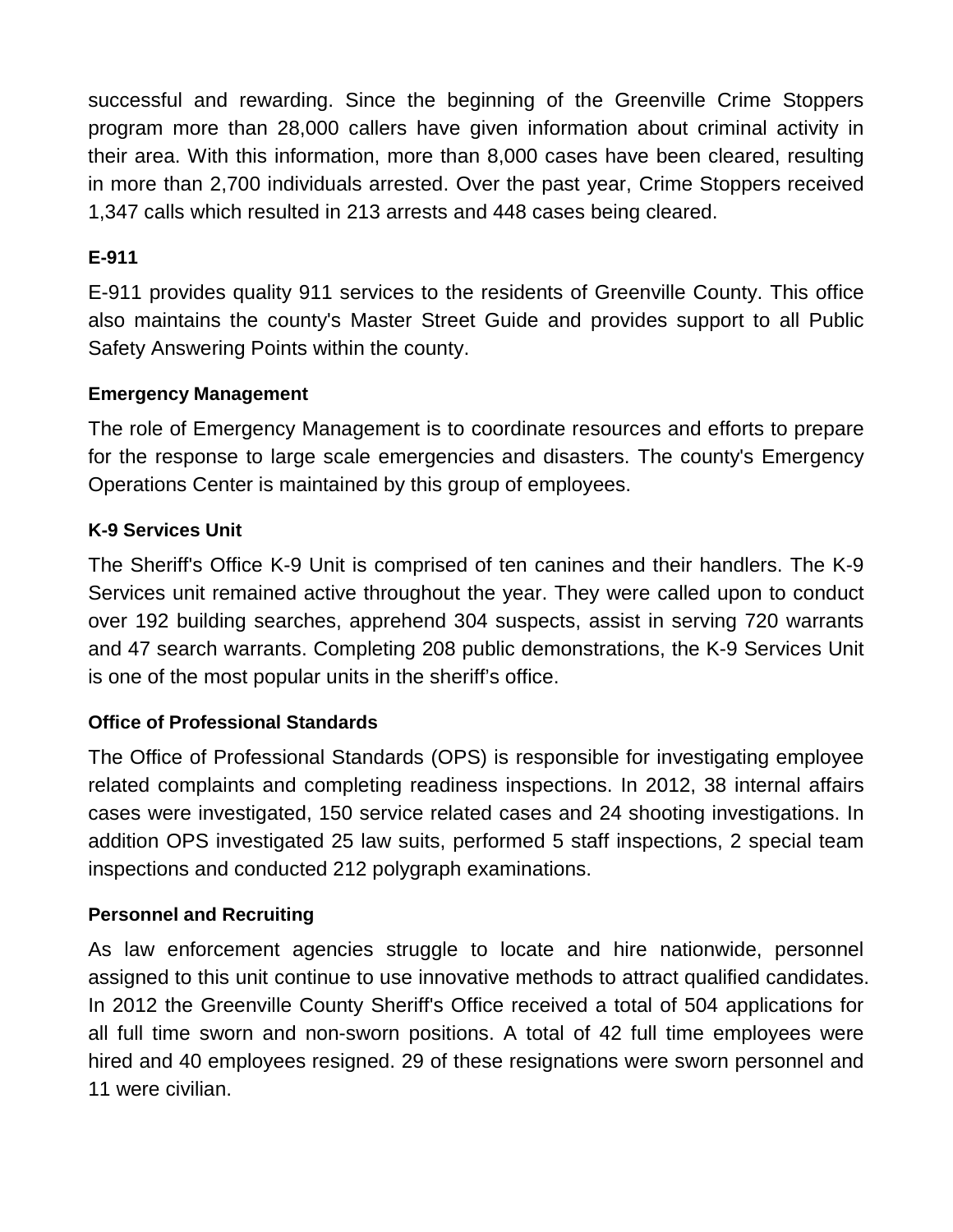successful and rewarding. Since the beginning of the Greenville Crime Stoppers program more than 28,000 callers have given information about criminal activity in their area. With this information, more than 8,000 cases have been cleared, resulting in more than 2,700 individuals arrested. Over the past year, Crime Stoppers received 1,347 calls which resulted in 213 arrests and 448 cases being cleared.

**E-911**

E-911 provides quality 911 services to the residents of Greenville County. This office also maintains the county's Master Street Guide and provides support to all Public Safety Answering Points within the county.

**Emergency Management**

The role of Emergency Management is to coordinate resources and efforts to prepare for the response to large scale emergencies and disasters. The county's Emergency Operations Center is maintained by this group of employees.

**K-9 Services Unit**

The Sheriff's Office K-9 Unit is comprised of ten canines and their handlers. The K-9 Services unit remained active throughout the year. They were called upon to conduct over 192 building searches, apprehend 304 suspects, assist in serving 720 warrants and 47 search warrants. Completing 208 public demonstrations, the K-9 Services Unit is one of the most popular units in the sheriff's office.

**Office of Professional Standards**

The Office of Professional Standards (OPS) is responsible for investigating employee related complaints and completing readiness inspections. In 2012, 38 internal affairs cases were investigated, 150 service related cases and 24 shooting investigations. In addition OPS investigated 25 law suits, performed 5 staff inspections, 2 special team inspections and conducted 212 polygraph examinations.

**Personnel and Recruiting**

As law enforcement agencies struggle to locate and hire nationwide, personnel assigned to this unit continue to use innovative methods to attract qualified candidates. In 2012 the Greenville County Sheriff's Office received a total of 504 applications for all full time sworn and non-sworn positions. A total of 42 full time employees were hired and 40 employees resigned. 29 of these resignations were sworn personnel and 11 were civilian.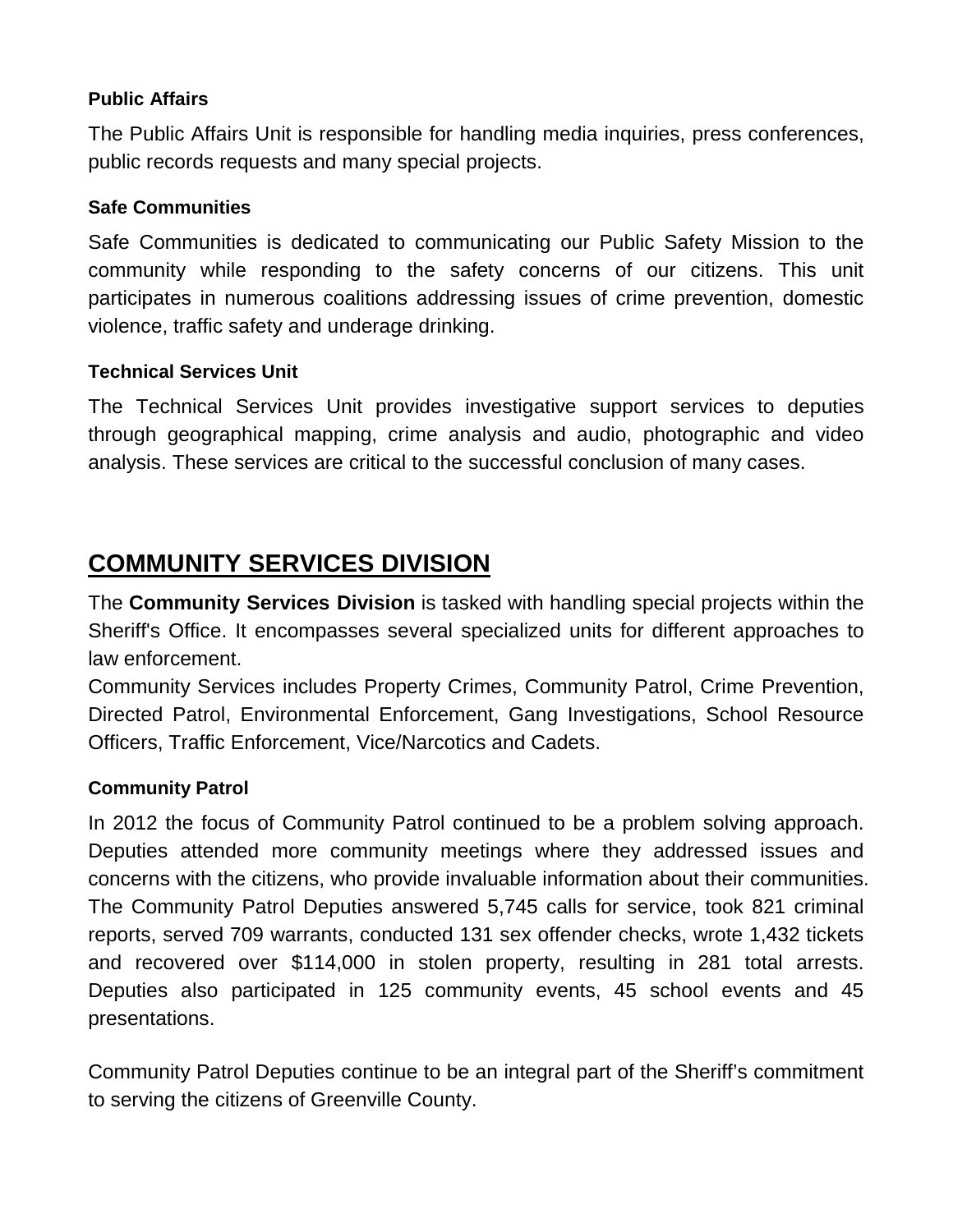### Public Affairs

The Public Affairs Unit is responsible for handling media inquiries, press conferences, public records requests and many special projects.

### Safe Communities

Safe Communities is dedicated to communicating our Public Safety Mission to the community while responding to the safety concerns of our citizens. This unit participates in numerous coalitions addressing issues of crime prevention, domestic violence, traffic safety and underage drinking.

### Technical Services Unit

The Technical Services Unit provides investigative support services to deputies through geographical mapping, crime analysis and audio, photographic and video analysis. These services are critical to the successful conclusion of many cases.

## COMMUNITY SERVICES DIVISION

The **Community Services Division** is tasked with handling special projects within the Sheriff's Office. It encompasses several specialized units for different approaches to law enforcement.
Community Services includes Property Crimes, Community Patrol, Crime Prevention, Directed Patrol, Environmental Enforcement, Gang Investigations, School Resource Officers, Traffic Enforcement, Vice/Narcotics and Cadets.

### Community Patrol

In 2012 the focus of Community Patrol continued to be a problem solving approach. Deputies attended more community meetings where they addressed issues and concerns with the citizens, who provide invaluable information about their communities. The Community Patrol Deputies answered 5,745 calls for service, took 821 criminal reports, served 709 warrants, conducted 131 sex offender checks, wrote 1,432 tickets and recovered over $114,000 in stolen property, resulting in 281 total arrests. Deputies also participated in 125 community events, 45 school events and 45 presentations.

Community Patrol Deputies continue to be an integral part of the Sheriff's commitment to serving the citizens of Greenville County.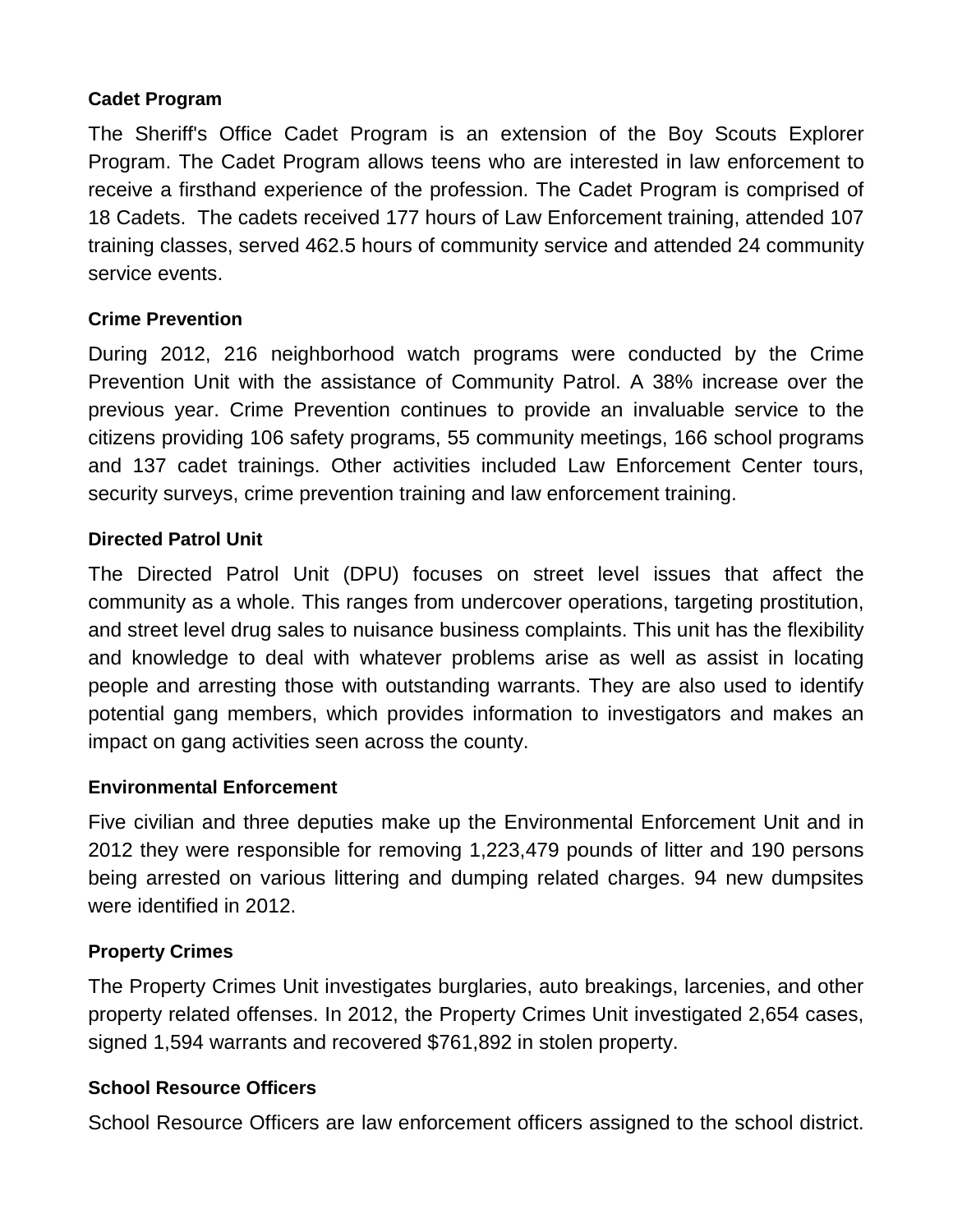### Cadet Program

The Sheriff's Office Cadet Program is an extension of the Boy Scouts Explorer Program. The Cadet Program allows teens who are interested in law enforcement to receive a firsthand experience of the profession. The Cadet Program is comprised of 18 Cadets. The cadets received 177 hours of Law Enforcement training, attended 107 training classes, served 462.5 hours of community service and attended 24 community service events.

### Crime Prevention

During 2012, 216 neighborhood watch programs were conducted by the Crime Prevention Unit with the assistance of Community Patrol. A 38% increase over the previous year. Crime Prevention continues to provide an invaluable service to the citizens providing 106 safety programs, 55 community meetings, 166 school programs and 137 cadet trainings. Other activities included Law Enforcement Center tours, security surveys, crime prevention training and law enforcement training.

### Directed Patrol Unit

The Directed Patrol Unit (DPU) focuses on street level issues that affect the community as a whole. This ranges from undercover operations, targeting prostitution, and street level drug sales to nuisance business complaints. This unit has the flexibility and knowledge to deal with whatever problems arise as well as assist in locating people and arresting those with outstanding warrants. They are also used to identify potential gang members, which provides information to investigators and makes an impact on gang activities seen across the county.

### Environmental Enforcement

Five civilian and three deputies make up the Environmental Enforcement Unit and in 2012 they were responsible for removing 1,223,479 pounds of litter and 190 persons being arrested on various littering and dumping related charges. 94 new dumpsites were identified in 2012.

### Property Crimes

The Property Crimes Unit investigates burglaries, auto breakings, larcenies, and other property related offenses. In 2012, the Property Crimes Unit investigated 2,654 cases, signed 1,594 warrants and recovered $761,892 in stolen property.

### School Resource Officers

School Resource Officers are law enforcement officers assigned to the school district.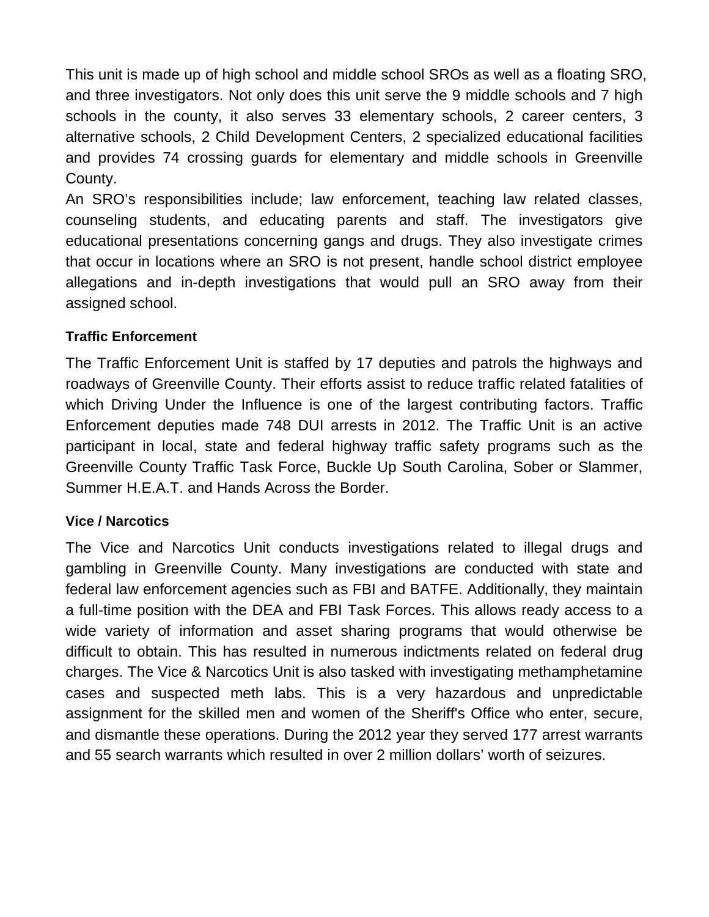This unit is made up of high school and middle school SROs as well as a floating SRO, and three investigators. Not only does this unit serve the 9 middle schools and 7 high schools in the county, it also serves 33 elementary schools, 2 career centers, 3 alternative schools, 2 Child Development Centers, 2 specialized educational facilities and provides 74 crossing guards for elementary and middle schools in Greenville County.

An SRO's responsibilities include; law enforcement, teaching law related classes, counseling students, and educating parents and staff. The investigators give educational presentations concerning gangs and drugs. They also investigate crimes that occur in locations where an SRO is not present, handle school district employee allegations and in-depth investigations that would pull an SRO away from their assigned school.

**Traffic Enforcement**

The Traffic Enforcement Unit is staffed by 17 deputies and patrols the highways and roadways of Greenville County. Their efforts assist to reduce traffic related fatalities of which Driving Under the Influence is one of the largest contributing factors. Traffic Enforcement deputies made 748 DUI arrests in 2012. The Traffic Unit is an active participant in local, state and federal highway traffic safety programs such as the Greenville County Traffic Task Force, Buckle Up South Carolina, Sober or Slammer, Summer H.E.A.T. and Hands Across the Border.

**Vice / Narcotics**

The Vice and Narcotics Unit conducts investigations related to illegal drugs and gambling in Greenville County. Many investigations are conducted with state and federal law enforcement agencies such as FBI and BATFE. Additionally, they maintain a full-time position with the DEA and FBI Task Forces. This allows ready access to a wide variety of information and asset sharing programs that would otherwise be difficult to obtain. This has resulted in numerous indictments related on federal drug charges. The Vice & Narcotics Unit is also tasked with investigating methamphetamine cases and suspected meth labs. This is a very hazardous and unpredictable assignment for the skilled men and women of the Sheriff's Office who enter, secure, and dismantle these operations. During the 2012 year they served 177 arrest warrants and 55 search warrants which resulted in over 2 million dollars' worth of seizures.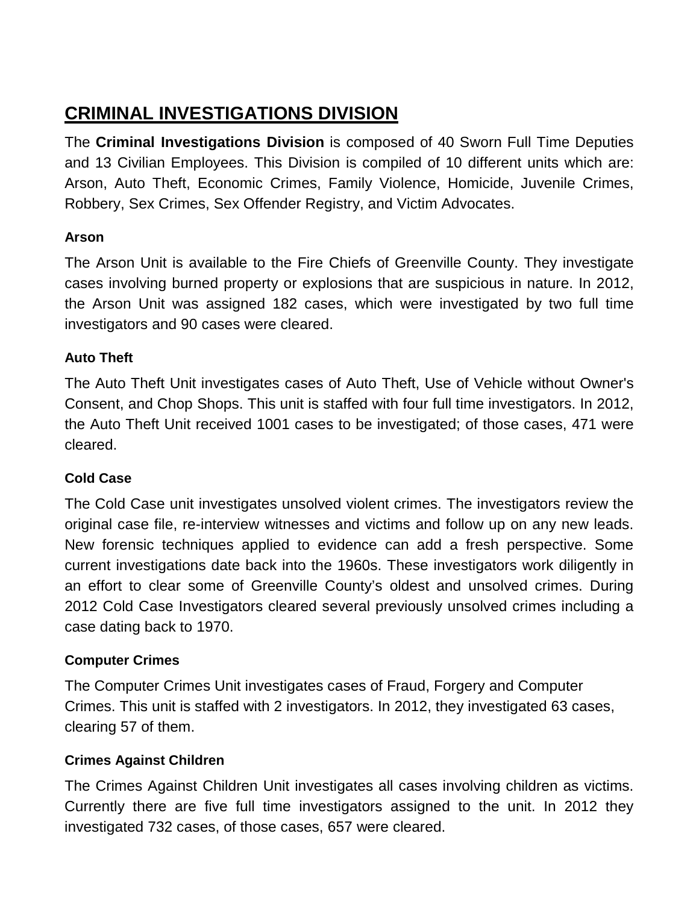# CRIMINAL INVESTIGATIONS DIVISION

The **Criminal Investigations Division** is composed of 40 Sworn Full Time Deputies and 13 Civilian Employees. This Division is compiled of 10 different units which are: Arson, Auto Theft, Economic Crimes, Family Violence, Homicide, Juvenile Crimes, Robbery, Sex Crimes, Sex Offender Registry, and Victim Advocates.

### Arson

The Arson Unit is available to the Fire Chiefs of Greenville County. They investigate cases involving burned property or explosions that are suspicious in nature. In 2012, the Arson Unit was assigned 182 cases, which were investigated by two full time investigators and 90 cases were cleared.

### Auto Theft

The Auto Theft Unit investigates cases of Auto Theft, Use of Vehicle without Owner's Consent, and Chop Shops. This unit is staffed with four full time investigators. In 2012, the Auto Theft Unit received 1001 cases to be investigated; of those cases, 471 were cleared.

### Cold Case

The Cold Case unit investigates unsolved violent crimes. The investigators review the original case file, re-interview witnesses and victims and follow up on any new leads. New forensic techniques applied to evidence can add a fresh perspective. Some current investigations date back into the 1960s. These investigators work diligently in an effort to clear some of Greenville County's oldest and unsolved crimes. During 2012 Cold Case Investigators cleared several previously unsolved crimes including a case dating back to 1970.

### Computer Crimes

The Computer Crimes Unit investigates cases of Fraud, Forgery and Computer Crimes. This unit is staffed with 2 investigators. In 2012, they investigated 63 cases, clearing 57 of them.

### Crimes Against Children

The Crimes Against Children Unit investigates all cases involving children as victims. Currently there are five full time investigators assigned to the unit. In 2012 they investigated 732 cases, of those cases, 657 were cleared.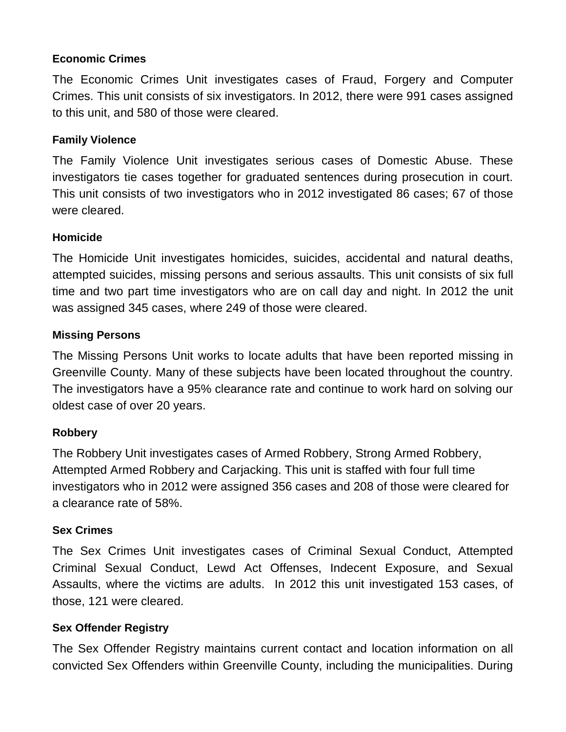**Economic Crimes**

The Economic Crimes Unit investigates cases of Fraud, Forgery and Computer Crimes. This unit consists of six investigators. In 2012, there were 991 cases assigned to this unit, and 580 of those were cleared.

**Family Violence**

The Family Violence Unit investigates serious cases of Domestic Abuse. These investigators tie cases together for graduated sentences during prosecution in court. This unit consists of two investigators who in 2012 investigated 86 cases; 67 of those were cleared.

**Homicide**

The Homicide Unit investigates homicides, suicides, accidental and natural deaths, attempted suicides, missing persons and serious assaults. This unit consists of six full time and two part time investigators who are on call day and night. In 2012 the unit was assigned 345 cases, where 249 of those were cleared.

**Missing Persons**

The Missing Persons Unit works to locate adults that have been reported missing in Greenville County. Many of these subjects have been located throughout the country. The investigators have a 95% clearance rate and continue to work hard on solving our oldest case of over 20 years.

**Robbery**

The Robbery Unit investigates cases of Armed Robbery, Strong Armed Robbery, Attempted Armed Robbery and Carjacking. This unit is staffed with four full time investigators who in 2012 were assigned 356 cases and 208 of those were cleared for a clearance rate of 58%.

**Sex Crimes**

The Sex Crimes Unit investigates cases of Criminal Sexual Conduct, Attempted Criminal Sexual Conduct, Lewd Act Offenses, Indecent Exposure, and Sexual Assaults, where the victims are adults. In 2012 this unit investigated 153 cases, of those, 121 were cleared.

**Sex Offender Registry**

The Sex Offender Registry maintains current contact and location information on all convicted Sex Offenders within Greenville County, including the municipalities. During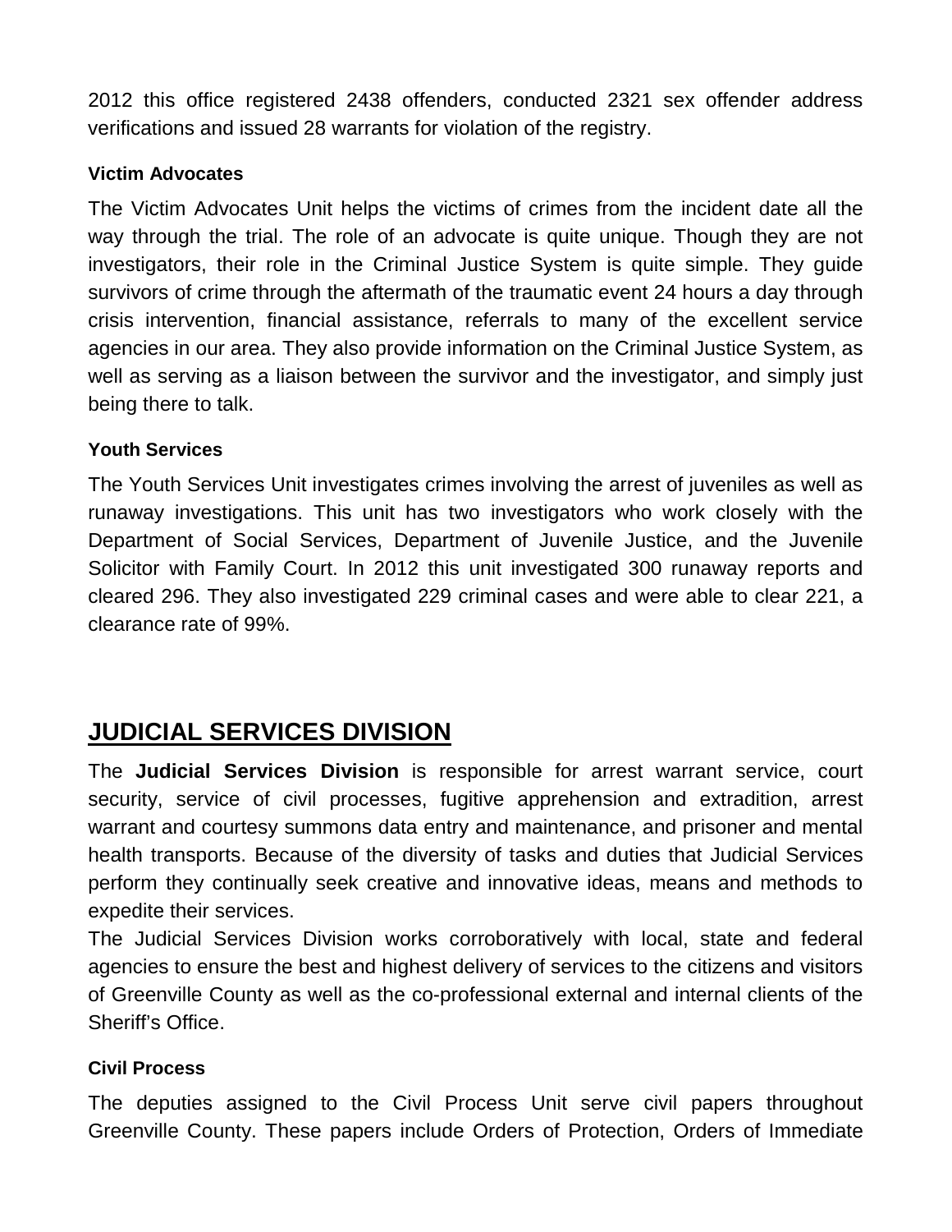2012 this office registered 2438 offenders, conducted 2321 sex offender address verifications and issued 28 warrants for violation of the registry.

### Victim Advocates

The Victim Advocates Unit helps the victims of crimes from the incident date all the way through the trial. The role of an advocate is quite unique. Though they are not investigators, their role in the Criminal Justice System is quite simple. They guide survivors of crime through the aftermath of the traumatic event 24 hours a day through crisis intervention, financial assistance, referrals to many of the excellent service agencies in our area. They also provide information on the Criminal Justice System, as well as serving as a liaison between the survivor and the investigator, and simply just being there to talk.

### Youth Services

The Youth Services Unit investigates crimes involving the arrest of juveniles as well as runaway investigations. This unit has two investigators who work closely with the Department of Social Services, Department of Juvenile Justice, and the Juvenile Solicitor with Family Court. In 2012 this unit investigated 300 runaway reports and cleared 296. They also investigated 229 criminal cases and were able to clear 221, a clearance rate of 99%.

## JUDICIAL SERVICES DIVISION

The **Judicial Services Division** is responsible for arrest warrant service, court security, service of civil processes, fugitive apprehension and extradition, arrest warrant and courtesy summons data entry and maintenance, and prisoner and mental health transports. Because of the diversity of tasks and duties that Judicial Services perform they continually seek creative and innovative ideas, means and methods to expedite their services.

The Judicial Services Division works corroboratively with local, state and federal agencies to ensure the best and highest delivery of services to the citizens and visitors of Greenville County as well as the co-professional external and internal clients of the Sheriff's Office.

### Civil Process

The deputies assigned to the Civil Process Unit serve civil papers throughout Greenville County. These papers include Orders of Protection, Orders of Immediate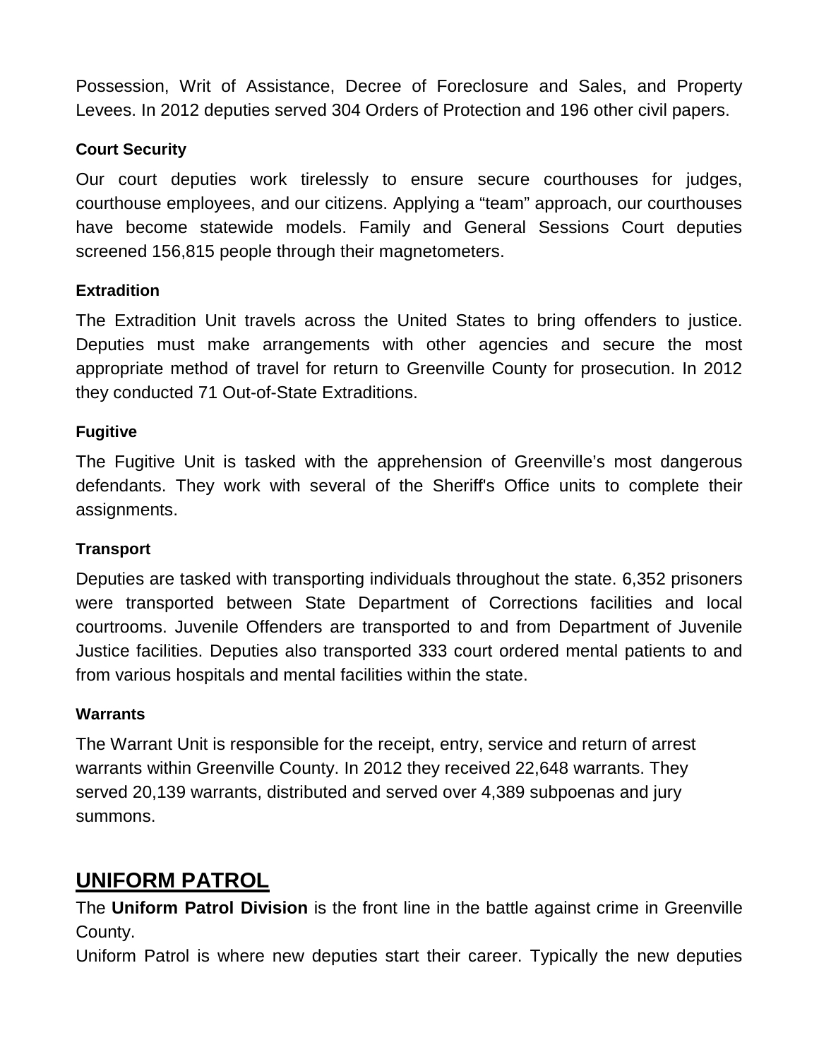Possession, Writ of Assistance, Decree of Foreclosure and Sales, and Property Levees. In 2012 deputies served 304 Orders of Protection and 196 other civil papers.

### Court Security

Our court deputies work tirelessly to ensure secure courthouses for judges, courthouse employees, and our citizens. Applying a "team" approach, our courthouses have become statewide models. Family and General Sessions Court deputies screened 156,815 people through their magnetometers.

### Extradition

The Extradition Unit travels across the United States to bring offenders to justice. Deputies must make arrangements with other agencies and secure the most appropriate method of travel for return to Greenville County for prosecution. In 2012 they conducted 71 Out-of-State Extraditions.

### Fugitive

The Fugitive Unit is tasked with the apprehension of Greenville's most dangerous defendants. They work with several of the Sheriff's Office units to complete their assignments.

### Transport

Deputies are tasked with transporting individuals throughout the state. 6,352 prisoners were transported between State Department of Corrections facilities and local courtrooms. Juvenile Offenders are transported to and from Department of Juvenile Justice facilities. Deputies also transported 333 court ordered mental patients to and from various hospitals and mental facilities within the state.

### Warrants

The Warrant Unit is responsible for the receipt, entry, service and return of arrest warrants within Greenville County. In 2012 they received 22,648 warrants. They served 20,139 warrants, distributed and served over 4,389 subpoenas and jury summons.

## UNIFORM PATROL

The **Uniform Patrol Division** is the front line in the battle against crime in Greenville County.

Uniform Patrol is where new deputies start their career. Typically the new deputies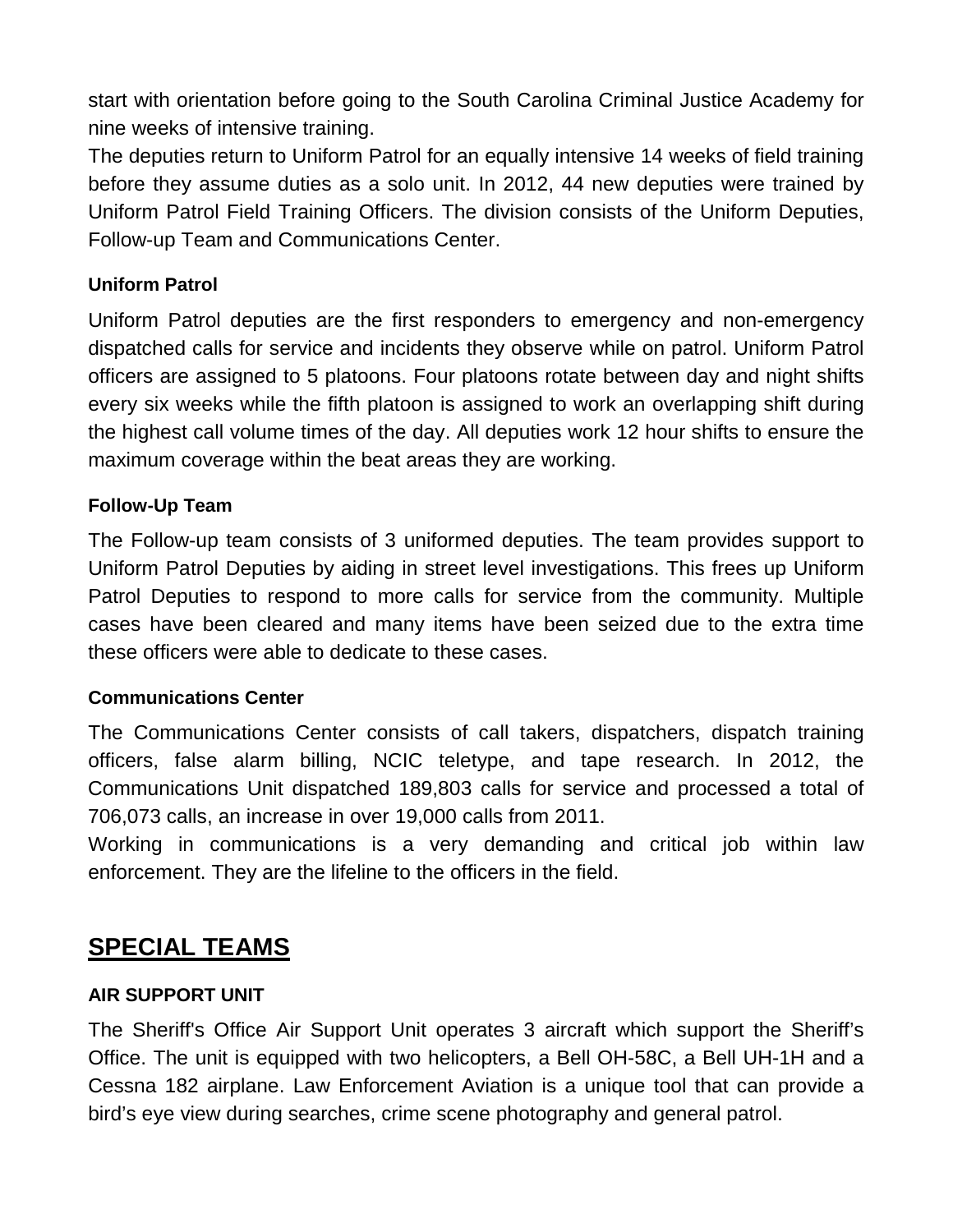start with orientation before going to the South Carolina Criminal Justice Academy for nine weeks of intensive training.

The deputies return to Uniform Patrol for an equally intensive 14 weeks of field training before they assume duties as a solo unit. In 2012, 44 new deputies were trained by Uniform Patrol Field Training Officers. The division consists of the Uniform Deputies, Follow-up Team and Communications Center.

### Uniform Patrol

Uniform Patrol deputies are the first responders to emergency and non-emergency dispatched calls for service and incidents they observe while on patrol. Uniform Patrol officers are assigned to 5 platoons. Four platoons rotate between day and night shifts every six weeks while the fifth platoon is assigned to work an overlapping shift during the highest call volume times of the day. All deputies work 12 hour shifts to ensure the maximum coverage within the beat areas they are working.

### Follow-Up Team

The Follow-up team consists of 3 uniformed deputies. The team provides support to Uniform Patrol Deputies by aiding in street level investigations. This frees up Uniform Patrol Deputies to respond to more calls for service from the community. Multiple cases have been cleared and many items have been seized due to the extra time these officers were able to dedicate to these cases.

### Communications Center

The Communications Center consists of call takers, dispatchers, dispatch training officers, false alarm billing, NCIC teletype, and tape research. In 2012, the Communications Unit dispatched 189,803 calls for service and processed a total of 706,073 calls, an increase in over 19,000 calls from 2011.

Working in communications is a very demanding and critical job within law enforcement. They are the lifeline to the officers in the field.

## SPECIAL TEAMS

### AIR SUPPORT UNIT

The Sheriff's Office Air Support Unit operates 3 aircraft which support the Sheriff's Office. The unit is equipped with two helicopters, a Bell OH-58C, a Bell UH-1H and a Cessna 182 airplane. Law Enforcement Aviation is a unique tool that can provide a bird's eye view during searches, crime scene photography and general patrol.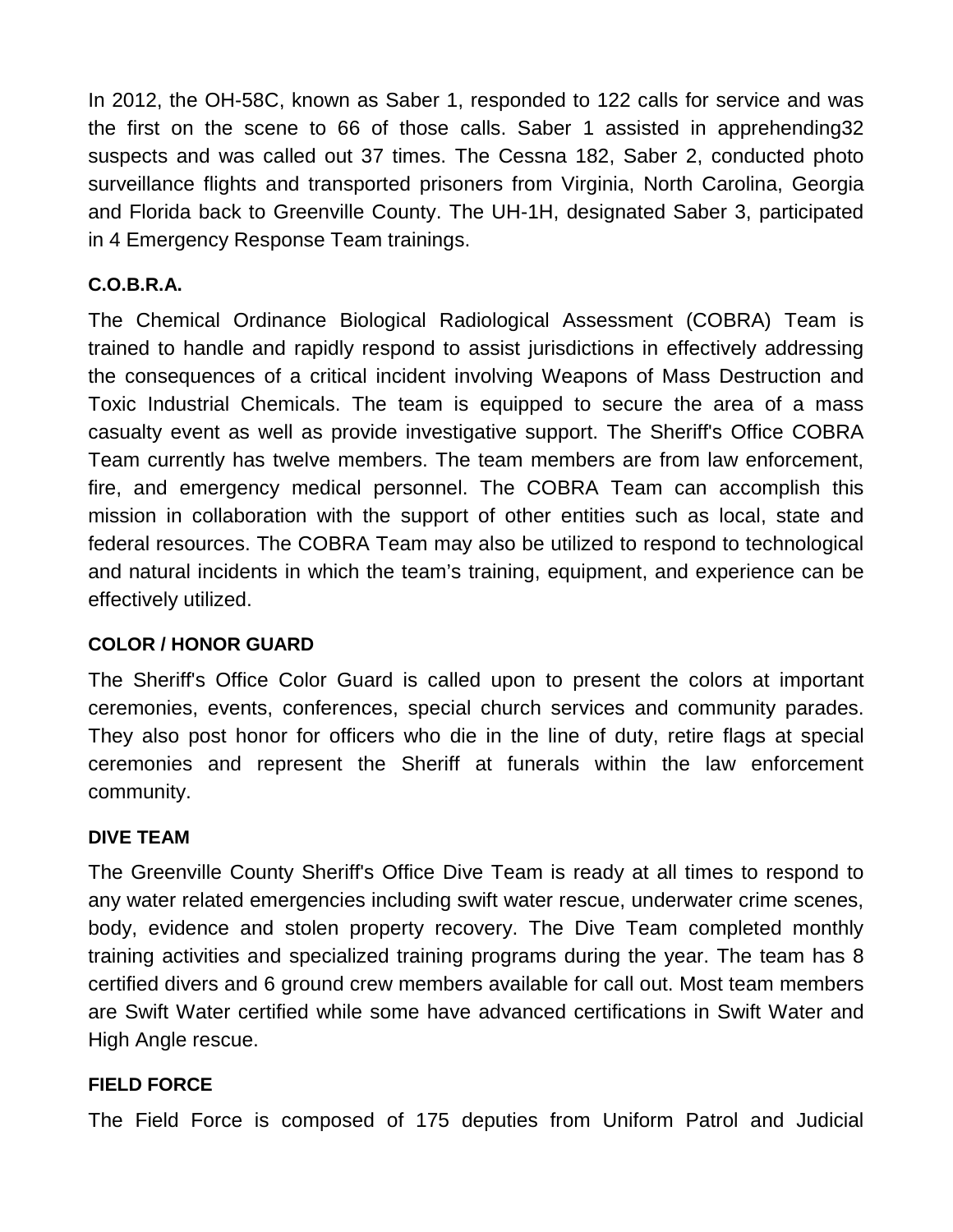In 2012, the OH-58C, known as Saber 1, responded to 122 calls for service and was the first on the scene to 66 of those calls. Saber 1 assisted in apprehending32 suspects and was called out 37 times. The Cessna 182, Saber 2, conducted photo surveillance flights and transported prisoners from Virginia, North Carolina, Georgia and Florida back to Greenville County. The UH-1H, designated Saber 3, participated in 4 Emergency Response Team trainings.

**C.O.B.R.A.**

The Chemical Ordinance Biological Radiological Assessment (COBRA) Team is trained to handle and rapidly respond to assist jurisdictions in effectively addressing the consequences of a critical incident involving Weapons of Mass Destruction and Toxic Industrial Chemicals. The team is equipped to secure the area of a mass casualty event as well as provide investigative support. The Sheriff's Office COBRA Team currently has twelve members. The team members are from law enforcement, fire, and emergency medical personnel. The COBRA Team can accomplish this mission in collaboration with the support of other entities such as local, state and federal resources. The COBRA Team may also be utilized to respond to technological and natural incidents in which the team's training, equipment, and experience can be effectively utilized.

**COLOR / HONOR GUARD**

The Sheriff's Office Color Guard is called upon to present the colors at important ceremonies, events, conferences, special church services and community parades. They also post honor for officers who die in the line of duty, retire flags at special ceremonies and represent the Sheriff at funerals within the law enforcement community.

**DIVE TEAM**

The Greenville County Sheriff's Office Dive Team is ready at all times to respond to any water related emergencies including swift water rescue, underwater crime scenes, body, evidence and stolen property recovery. The Dive Team completed monthly training activities and specialized training programs during the year. The team has 8 certified divers and 6 ground crew members available for call out. Most team members are Swift Water certified while some have advanced certifications in Swift Water and High Angle rescue.

**FIELD FORCE**

The Field Force is composed of 175 deputies from Uniform Patrol and Judicial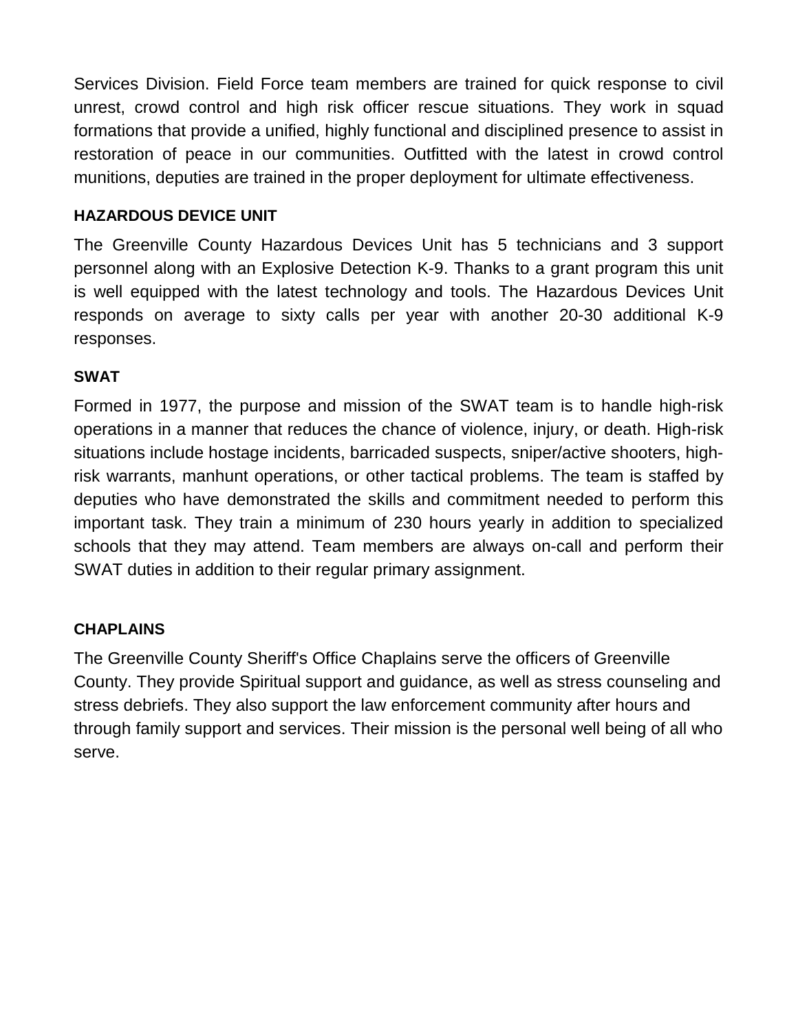Services Division. Field Force team members are trained for quick response to civil unrest, crowd control and high risk officer rescue situations. They work in squad formations that provide a unified, highly functional and disciplined presence to assist in restoration of peace in our communities. Outfitted with the latest in crowd control munitions, deputies are trained in the proper deployment for ultimate effectiveness.

**HAZARDOUS DEVICE UNIT**

The Greenville County Hazardous Devices Unit has 5 technicians and 3 support personnel along with an Explosive Detection K-9. Thanks to a grant program this unit is well equipped with the latest technology and tools. The Hazardous Devices Unit responds on average to sixty calls per year with another 20-30 additional K-9 responses.

**SWAT**

Formed in 1977, the purpose and mission of the SWAT team is to handle high-risk operations in a manner that reduces the chance of violence, injury, or death. High-risk situations include hostage incidents, barricaded suspects, sniper/active shooters, high-risk warrants, manhunt operations, or other tactical problems. The team is staffed by deputies who have demonstrated the skills and commitment needed to perform this important task. They train a minimum of 230 hours yearly in addition to specialized schools that they may attend. Team members are always on-call and perform their SWAT duties in addition to their regular primary assignment.

**CHAPLAINS**

The Greenville County Sheriff's Office Chaplains serve the officers of Greenville County. They provide Spiritual support and guidance, as well as stress counseling and stress debriefs. They also support the law enforcement community after hours and through family support and services. Their mission is the personal well being of all who serve.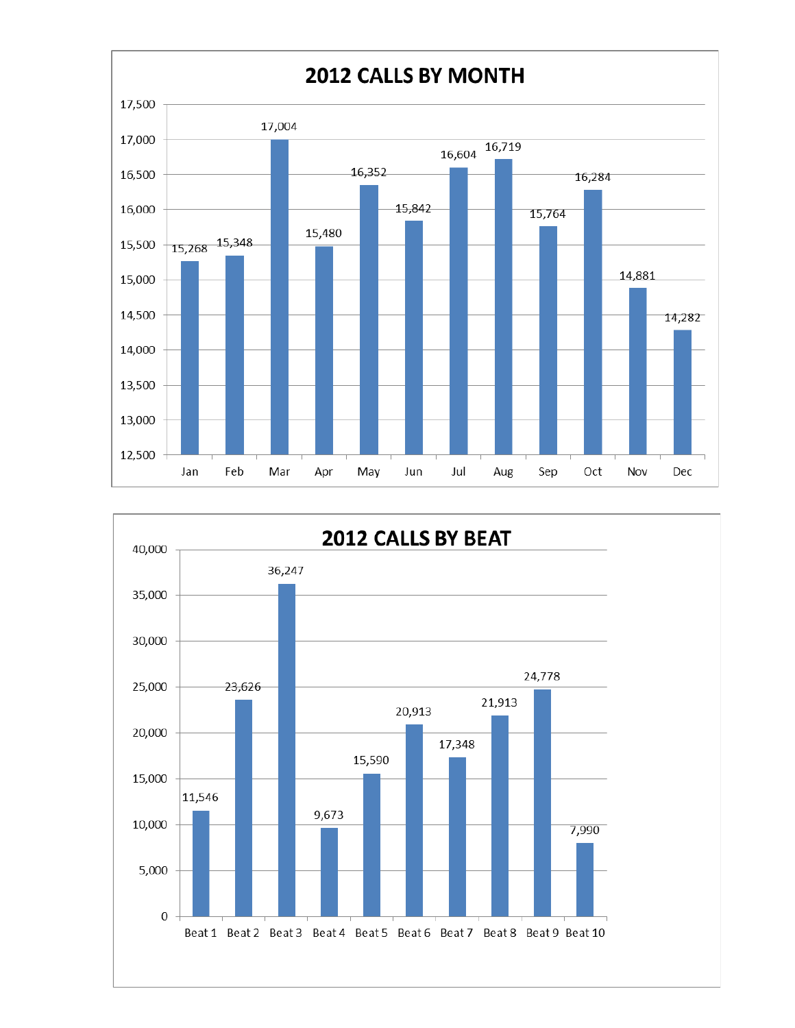## 2012 CALLS BY MONTH

| Month | Calls |
|---|---|
| Jan | 15,268 |
| Feb | 15,348 |
| Mar | 17,004 |
| Apr | 15,480 |
| May | 16,352 |
| Jun | 15,842 |
| Jul | 16,604 |
| Aug | 16,719 |
| Sep | 15,764 |
| Oct | 16,284 |
| Nov | 14,881 |
| Dec | 14,282 |

## 2012 CALLS BY BEAT

| Beat | Calls |
|---|---|
| Beat 1 | 11,546 |
| Beat 2 | 23,626 |
| Beat 3 | 36,247 |
| Beat 4 | 9,673 |
| Beat 5 | 15,590 |
| Beat 6 | 20,913 |
| Beat 7 | 17,348 |
| Beat 8 | 21,913 |
| Beat 9 | 24,778 |
| Beat 10 | 7,990 |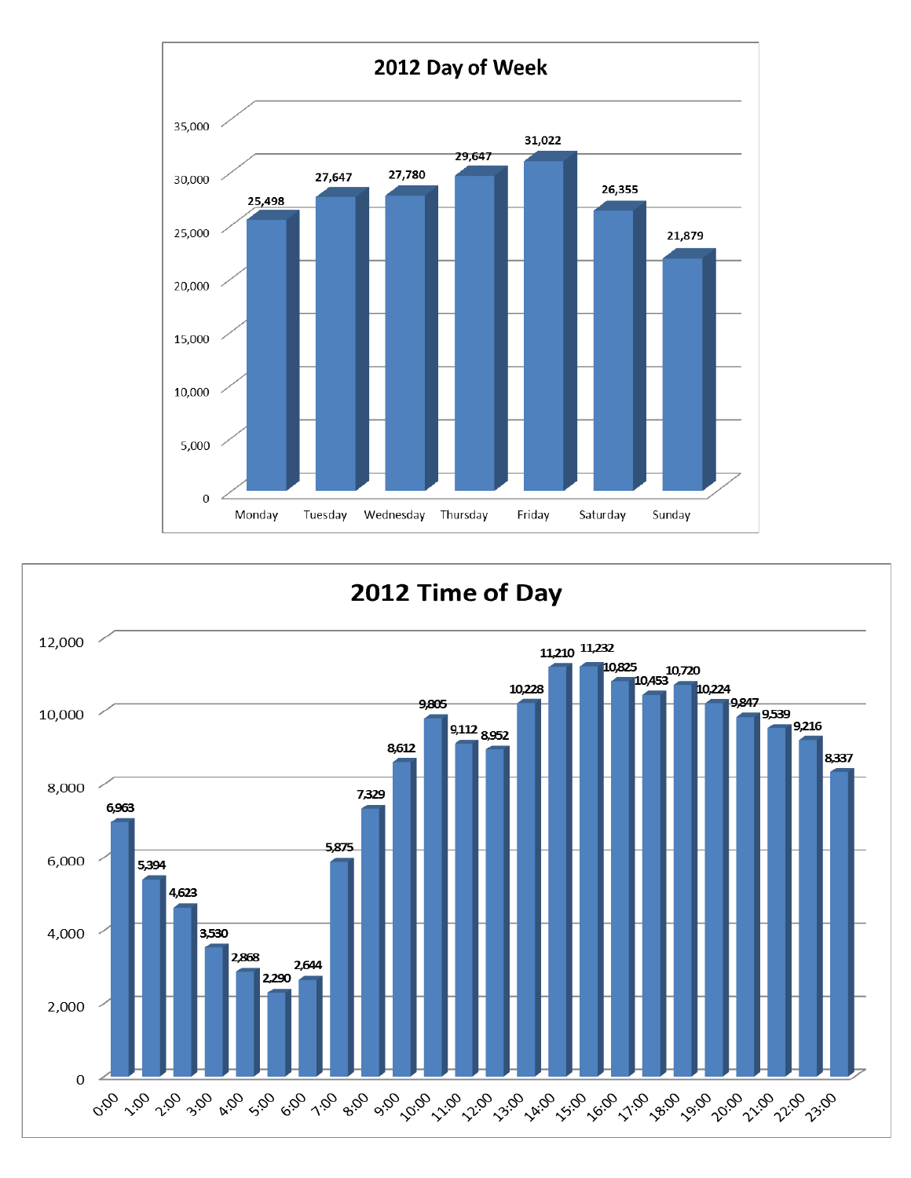## 2012 Day of Week

| Day | Count |
|---|---|
| Monday | 25,498 |
| Tuesday | 27,647 |
| Wednesday | 27,780 |
| Thursday | 29,647 |
| Friday | 31,022 |
| Saturday | 26,355 |
| Sunday | 21,879 |

## 2012 Time of Day

| Time | Count |
|---|---|
| 0:00 | 6,963 |
| 1:00 | 5,394 |
| 2:00 | 4,623 |
| 3:00 | 3,530 |
| 4:00 | 2,868 |
| 5:00 | 2,290 |
| 6:00 | 2,644 |
| 7:00 | 5,875 |
| 8:00 | 7,329 |
| 9:00 | 8,612 |
| 10:00 | 9,805 |
| 11:00 | 9,112 |
| 12:00 | 8,952 |
| 13:00 | 10,228 |
| 14:00 | 11,210 |
| 15:00 | 11,232 |
| 16:00 | 10,825 |
| 17:00 | 10,453 |
| 18:00 | 10,720 |
| 19:00 | 10,224 |
| 20:00 | 9,847 |
| 21:00 | 9,539 |
| 22:00 | 9,216 |
| 23:00 | 8,337 |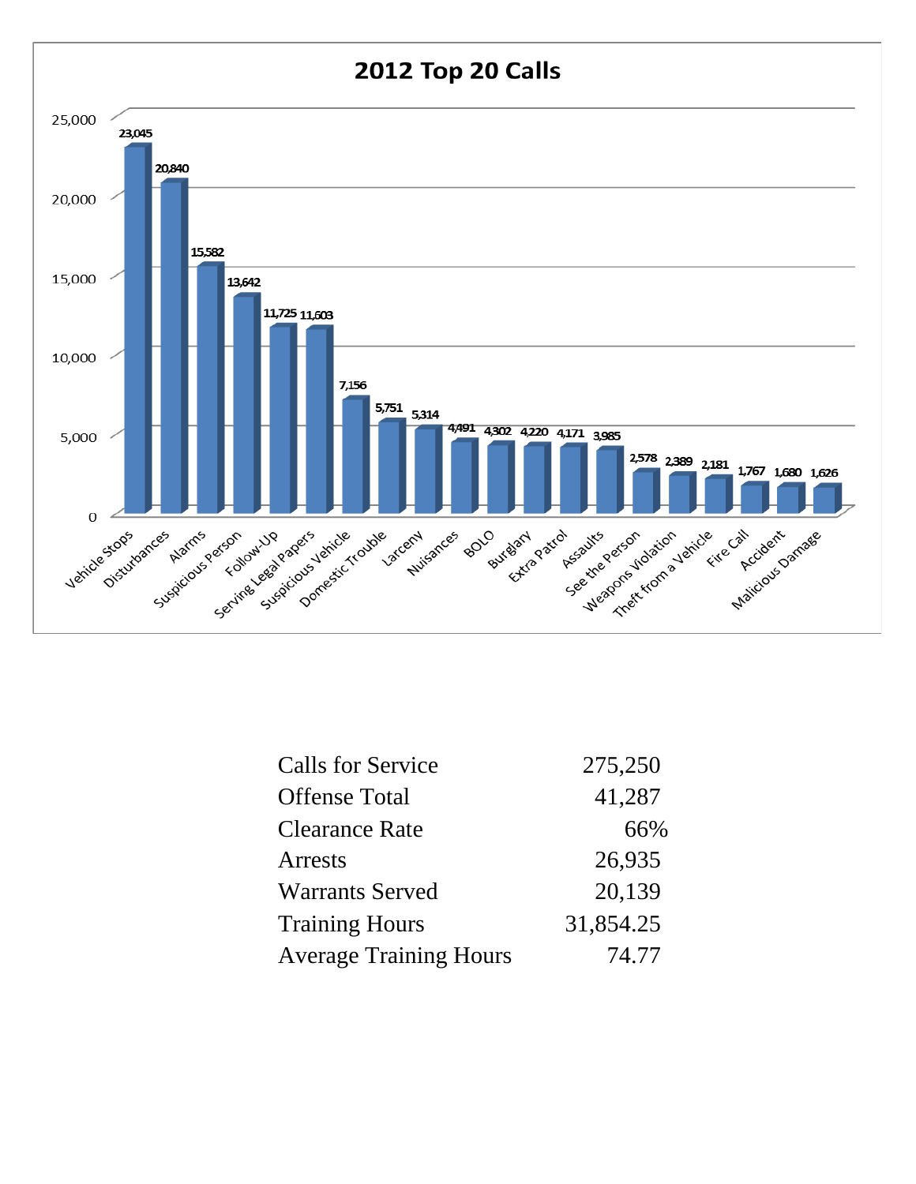## 2012 Top 20 Calls

| Call Type | Count |
| --- | --- |
| Vehicle Stops | 23,045 |
| Disturbances | 20,840 |
| Alarms | 15,582 |
| Suspicious Person | 13,642 |
| Follow-Up | 11,725 |
| Serving Legal Papers | 11,603 |
| Suspicious Vehicle | 7,156 |
| Domestic Trouble | 5,751 |
| Larceny | 5,314 |
| Nuisances | 4,491 |
| BOLO | 4,302 |
| Burglary | 4,220 |
| Extra Patrol | 4,171 |
| Assaults | 3,985 |
| See the Person | 2,578 |
| Weapons Violation | 2,389 |
| Theft from a Vehicle | 2,181 |
| Fire Call | 1,767 |
| Accident | 1,680 |
| Malicious Damage | 1,626 |

| | |
| --- | --- |
| Calls for Service | 275,250 |
| Offense Total | 41,287 |
| Clearance Rate | 66% |
| Arrests | 26,935 |
| Warrants Served | 20,139 |
| Training Hours | 31,854.25 |
| Average Training Hours | 74.77 |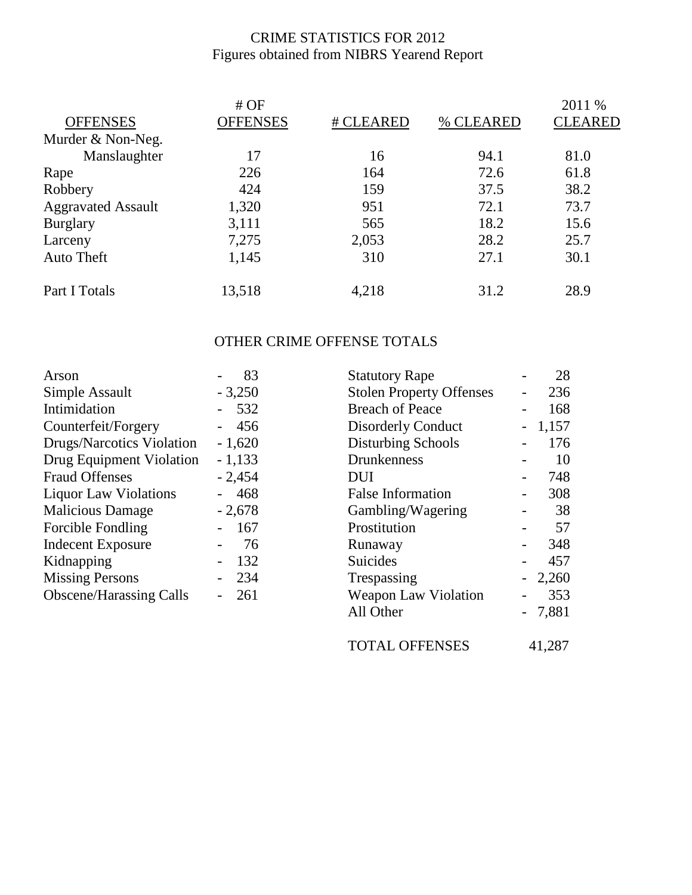# CRIME STATISTICS FOR 2012

Figures obtained from NIBRS Yearend Report

| OFFENSES | # OF OFFENSES | # CLEARED | % CLEARED | 2011 % CLEARED |
|---|---|---|---|---|
| Murder & Non-Neg. Manslaughter | 17 | 16 | 94.1 | 81.0 |
| Rape | 226 | 164 | 72.6 | 61.8 |
| Robbery | 424 | 159 | 37.5 | 38.2 |
| Aggravated Assault | 1,320 | 951 | 72.1 | 73.7 |
| Burglary | 3,111 | 565 | 18.2 | 15.6 |
| Larceny | 7,275 | 2,053 | 28.2 | 25.7 |
| Auto Theft | 1,145 | 310 | 27.1 | 30.1 |
| Part I Totals | 13,518 | 4,218 | 31.2 | 28.9 |

## OTHER CRIME OFFENSE TOTALS

| Offense | Total |
|---|---|
| Arson | 83 |
| Simple Assault | 3,250 |
| Intimidation | 532 |
| Counterfeit/Forgery | 456 |
| Drugs/Narcotics Violation | 1,620 |
| Drug Equipment Violation | 1,133 |
| Fraud Offenses | 2,454 |
| Liquor Law Violations | 468 |
| Malicious Damage | 2,678 |
| Forcible Fondling | 167 |
| Indecent Exposure | 76 |
| Kidnapping | 132 |
| Missing Persons | 234 |
| Obscene/Harassing Calls | 261 |
| Statutory Rape | 28 |
| Stolen Property Offenses | 236 |
| Breach of Peace | 168 |
| Disorderly Conduct | 1,157 |
| Disturbing Schools | 176 |
| Drunkenness | 10 |
| DUI | 748 |
| False Information | 308 |
| Gambling/Wagering | 38 |
| Prostitution | 57 |
| Runaway | 348 |
| Suicides | 457 |
| Trespassing | 2,260 |
| Weapon Law Violation | 353 |
| All Other | 7,881 |
| TOTAL OFFENSES | 41,287 |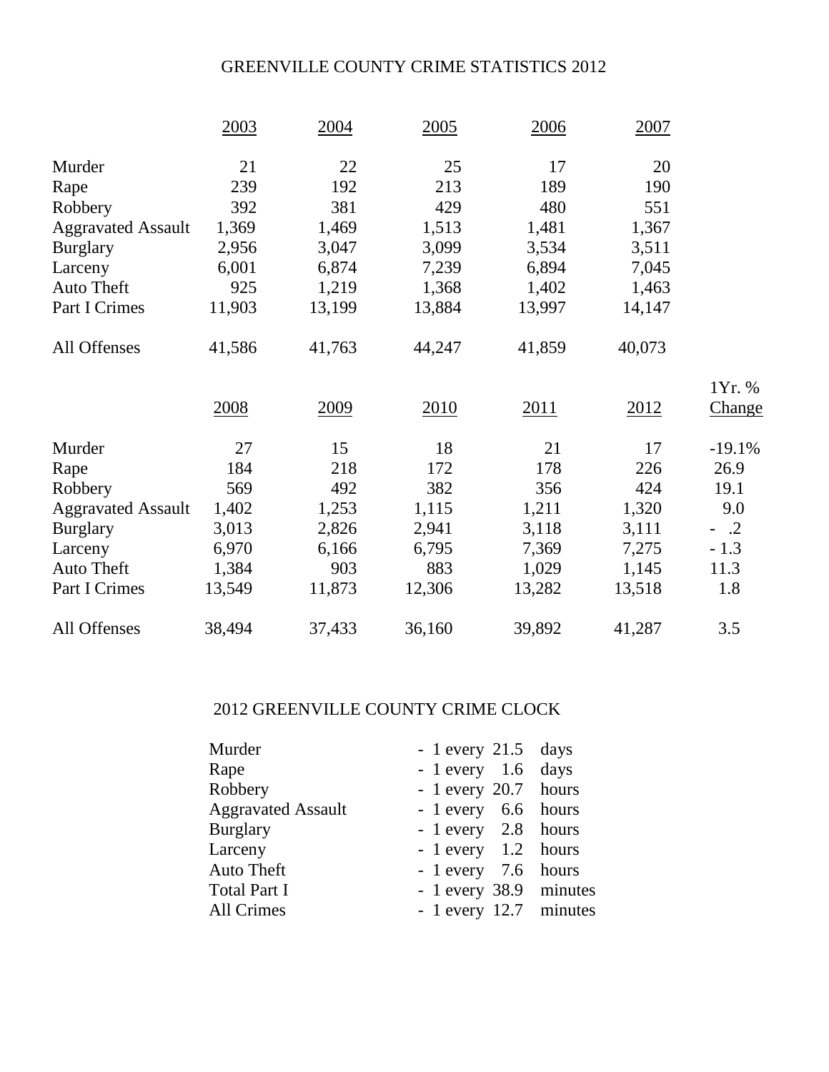# GREENVILLE COUNTY CRIME STATISTICS 2012

| | 2003 | 2004 | 2005 | 2006 | 2007 |
|---|---|---|---|---|---|
| Murder | 21 | 22 | 25 | 17 | 20 |
| Rape | 239 | 192 | 213 | 189 | 190 |
| Robbery | 392 | 381 | 429 | 480 | 551 |
| Aggravated Assault | 1,369 | 1,469 | 1,513 | 1,481 | 1,367 |
| Burglary | 2,956 | 3,047 | 3,099 | 3,534 | 3,511 |
| Larceny | 6,001 | 6,874 | 7,239 | 6,894 | 7,045 |
| Auto Theft | 925 | 1,219 | 1,368 | 1,402 | 1,463 |
| Part I Crimes | 11,903 | 13,199 | 13,884 | 13,997 | 14,147 |
| All Offenses | 41,586 | 41,763 | 44,247 | 41,859 | 40,073 |

| | 2008 | 2009 | 2010 | 2011 | 2012 | 1Yr. % Change |
|---|---|---|---|---|---|---|
| Murder | 27 | 15 | 18 | 21 | 17 | -19.1% |
| Rape | 184 | 218 | 172 | 178 | 226 | 26.9 |
| Robbery | 569 | 492 | 382 | 356 | 424 | 19.1 |
| Aggravated Assault | 1,402 | 1,253 | 1,115 | 1,211 | 1,320 | 9.0 |
| Burglary | 3,013 | 2,826 | 2,941 | 3,118 | 3,111 | - .2 |
| Larceny | 6,970 | 6,166 | 6,795 | 7,369 | 7,275 | - 1.3 |
| Auto Theft | 1,384 | 903 | 883 | 1,029 | 1,145 | 11.3 |
| Part I Crimes | 13,549 | 11,873 | 12,306 | 13,282 | 13,518 | 1.8 |
| All Offenses | 38,494 | 37,433 | 36,160 | 39,892 | 41,287 | 3.5 |

## 2012 GREENVILLE COUNTY CRIME CLOCK

| | | |
|---|---|---|
| Murder | - 1 every 21.5 | days |
| Rape | - 1 every 1.6 | days |
| Robbery | - 1 every 20.7 | hours |
| Aggravated Assault | - 1 every 6.6 | hours |
| Burglary | - 1 every 2.8 | hours |
| Larceny | - 1 every 1.2 | hours |
| Auto Theft | - 1 every 7.6 | hours |
| Total Part I | - 1 every 38.9 | minutes |
| All Crimes | - 1 every 12.7 | minutes |